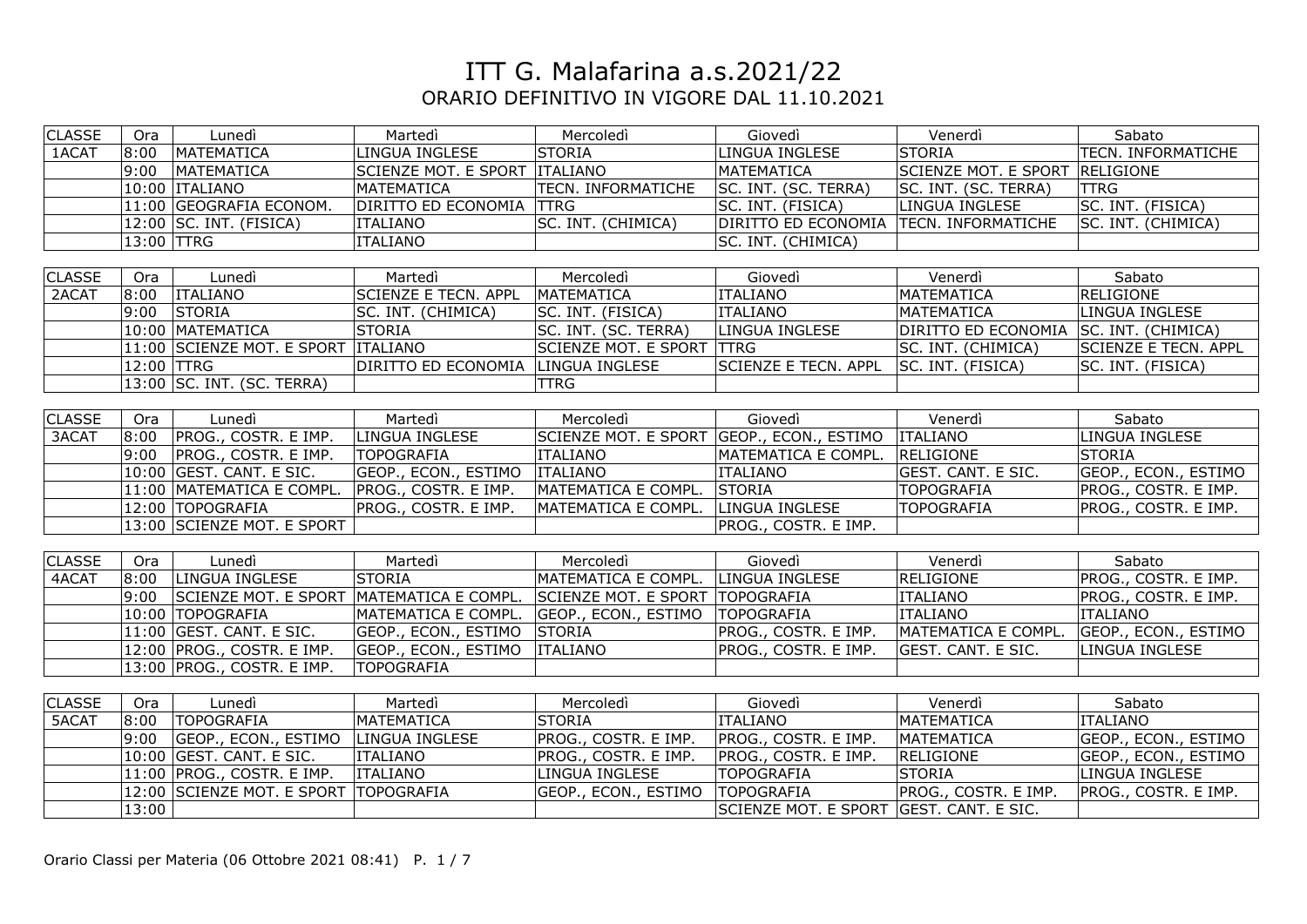# ITT G. Malafarina a.s.2021/22

## ORARIO DEFINITIVO IN VIGORE DAL 11.10.2021

| CLASSE | Ora | Lunedì | Martedì | Mercoledì | Giovedì | Venerdì | Sabato |
|---|---|---|---|---|---|---|---|
| 1ACAT | 8:00 | MATEMATICA | LINGUA INGLESE | STORIA | LINGUA INGLESE | STORIA | TECN. INFORMATICHE |
| | 9:00 | MATEMATICA | SCIENZE MOT. E SPORT | ITALIANO | MATEMATICA | SCIENZE MOT. E SPORT | RELIGIONE |
| | 10:00 | ITALIANO | MATEMATICA | TECN. INFORMATICHE | SC. INT. (SC. TERRA) | SC. INT. (SC. TERRA) | TTRG |
| | 11:00 | GEOGRAFIA ECONOM. | DIRITTO ED ECONOMIA | TTRG | SC. INT. (FISICA) | LINGUA INGLESE | SC. INT. (FISICA) |
| | 12:00 | SC. INT. (FISICA) | ITALIANO | SC. INT. (CHIMICA) | DIRITTO ED ECONOMIA | TECN. INFORMATICHE | SC. INT. (CHIMICA) |
| | 13:00 | TTRG | ITALIANO | | SC. INT. (CHIMICA) | | |

| CLASSE | Ora | Lunedì | Martedì | Mercoledì | Giovedì | Venerdì | Sabato |
|---|---|---|---|---|---|---|---|
| 2ACAT | 8:00 | ITALIANO | SCIENZE E TECN. APPL | MATEMATICA | ITALIANO | MATEMATICA | RELIGIONE |
| | 9:00 | STORIA | SC. INT. (CHIMICA) | SC. INT. (FISICA) | ITALIANO | MATEMATICA | LINGUA INGLESE |
| | 10:00 | MATEMATICA | STORIA | SC. INT. (SC. TERRA) | LINGUA INGLESE | DIRITTO ED ECONOMIA | SC. INT. (CHIMICA) |
| | 11:00 | SCIENZE MOT. E SPORT | ITALIANO | SCIENZE MOT. E SPORT | TTRG | SC. INT. (CHIMICA) | SCIENZE E TECN. APPL |
| | 12:00 | TTRG | DIRITTO ED ECONOMIA | LINGUA INGLESE | SCIENZE E TECN. APPL | SC. INT. (FISICA) | SC. INT. (FISICA) |
| | 13:00 | SC. INT. (SC. TERRA) | | TTRG | | | |

| CLASSE | Ora | Lunedì | Martedì | Mercoledì | Giovedì | Venerdì | Sabato |
|---|---|---|---|---|---|---|---|
| 3ACAT | 8:00 | PROG., COSTR. E IMP. | LINGUA INGLESE | SCIENZE MOT. E SPORT | GEOP., ECON., ESTIMO | ITALIANO | LINGUA INGLESE |
| | 9:00 | PROG., COSTR. E IMP. | TOPOGRAFIA | ITALIANO | MATEMATICA E COMPL. | RELIGIONE | STORIA |
| | 10:00 | GEST. CANT. E SIC. | GEOP., ECON., ESTIMO | ITALIANO | ITALIANO | GEST. CANT. E SIC. | GEOP., ECON., ESTIMO |
| | 11:00 | MATEMATICA E COMPL. | PROG., COSTR. E IMP. | MATEMATICA E COMPL. | STORIA | TOPOGRAFIA | PROG., COSTR. E IMP. |
| | 12:00 | TOPOGRAFIA | PROG., COSTR. E IMP. | MATEMATICA E COMPL. | LINGUA INGLESE | TOPOGRAFIA | PROG., COSTR. E IMP. |
| | 13:00 | SCIENZE MOT. E SPORT | | | PROG., COSTR. E IMP. | | |

| CLASSE | Ora | Lunedì | Martedì | Mercoledì | Giovedì | Venerdì | Sabato |
|---|---|---|---|---|---|---|---|
| 4ACAT | 8:00 | LINGUA INGLESE | STORIA | MATEMATICA E COMPL. | LINGUA INGLESE | RELIGIONE | PROG., COSTR. E IMP. |
| | 9:00 | SCIENZE MOT. E SPORT | MATEMATICA E COMPL. | SCIENZE MOT. E SPORT | TOPOGRAFIA | ITALIANO | PROG., COSTR. E IMP. |
| | 10:00 | TOPOGRAFIA | MATEMATICA E COMPL. | GEOP., ECON., ESTIMO | TOPOGRAFIA | ITALIANO | ITALIANO |
| | 11:00 | GEST. CANT. E SIC. | GEOP., ECON., ESTIMO | STORIA | PROG., COSTR. E IMP. | MATEMATICA E COMPL. | GEOP., ECON., ESTIMO |
| | 12:00 | PROG., COSTR. E IMP. | GEOP., ECON., ESTIMO | ITALIANO | PROG., COSTR. E IMP. | GEST. CANT. E SIC. | LINGUA INGLESE |
| | 13:00 | PROG., COSTR. E IMP. | TOPOGRAFIA | | | | |

| CLASSE | Ora | Lunedì | Martedì | Mercoledì | Giovedì | Venerdì | Sabato |
|---|---|---|---|---|---|---|---|
| 5ACAT | 8:00 | TOPOGRAFIA | MATEMATICA | STORIA | ITALIANO | MATEMATICA | ITALIANO |
| | 9:00 | GEOP., ECON., ESTIMO | LINGUA INGLESE | PROG., COSTR. E IMP. | PROG., COSTR. E IMP. | MATEMATICA | GEOP., ECON., ESTIMO |
| | 10:00 | GEST. CANT. E SIC. | ITALIANO | PROG., COSTR. E IMP. | PROG., COSTR. E IMP. | RELIGIONE | GEOP., ECON., ESTIMO |
| | 11:00 | PROG., COSTR. E IMP. | ITALIANO | LINGUA INGLESE | TOPOGRAFIA | STORIA | LINGUA INGLESE |
| | 12:00 | SCIENZE MOT. E SPORT | TOPOGRAFIA | GEOP., ECON., ESTIMO | TOPOGRAFIA | PROG., COSTR. E IMP. | PROG., COSTR. E IMP. |
| | 13:00 | | | | SCIENZE MOT. E SPORT | GEST. CANT. E SIC. | |

Orario Classi per Materia (06 Ottobre 2021 08:41)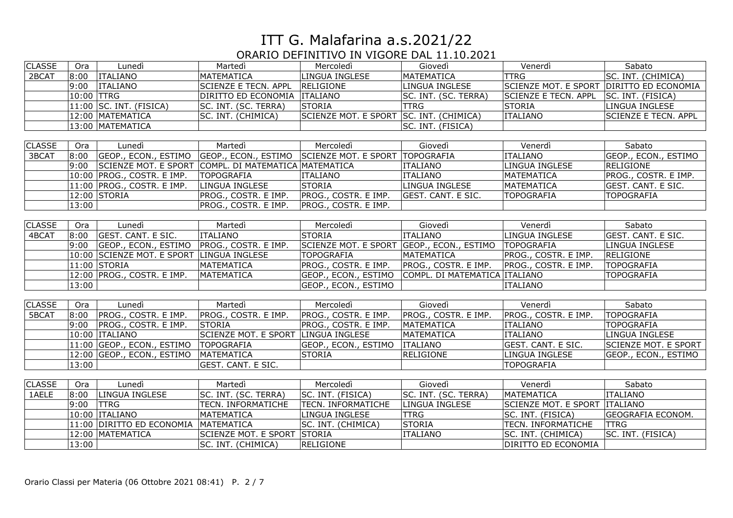# ITT G. Malafarina a.s.2021/22

## ORARIO DEFINITIVO IN VIGORE DAL 11.10.2021

| CLASSE | Ora | Lunedì | Martedì | Mercoledì | Giovedì | Venerdì | Sabato |
|---|---|---|---|---|---|---|---|
| 2BCAT | 8:00 | ITALIANO | MATEMATICA | LINGUA INGLESE | MATEMATICA | TTRG | SC. INT. (CHIMICA) |
| | 9:00 | ITALIANO | SCIENZE E TECN. APPL | RELIGIONE | LINGUA INGLESE | SCIENZE MOT. E SPORT | DIRITTO ED ECONOMIA |
| | 10:00 | TTRG | DIRITTO ED ECONOMIA | ITALIANO | SC. INT. (SC. TERRA) | SCIENZE E TECN. APPL | SC. INT. (FISICA) |
| | 11:00 | SC. INT. (FISICA) | SC. INT. (SC. TERRA) | STORIA | TTRG | STORIA | LINGUA INGLESE |
| | 12:00 | MATEMATICA | SC. INT. (CHIMICA) | SCIENZE MOT. E SPORT | SC. INT. (CHIMICA) | ITALIANO | SCIENZE E TECN. APPL |
| | 13:00 | MATEMATICA | | | SC. INT. (FISICA) | | |

| CLASSE | Ora | Lunedì | Martedì | Mercoledì | Giovedì | Venerdì | Sabato |
|---|---|---|---|---|---|---|---|
| 3BCAT | 8:00 | GEOP., ECON., ESTIMO | GEOP., ECON., ESTIMO | SCIENZE MOT. E SPORT | TOPOGRAFIA | ITALIANO | GEOP., ECON., ESTIMO |
| | 9:00 | SCIENZE MOT. E SPORT | COMPL. DI MATEMATICA | MATEMATICA | ITALIANO | LINGUA INGLESE | RELIGIONE |
| | 10:00 | PROG., COSTR. E IMP. | TOPOGRAFIA | ITALIANO | ITALIANO | MATEMATICA | PROG., COSTR. E IMP. |
| | 11:00 | PROG., COSTR. E IMP. | LINGUA INGLESE | STORIA | LINGUA INGLESE | MATEMATICA | GEST. CANT. E SIC. |
| | 12:00 | STORIA | PROG., COSTR. E IMP. | PROG., COSTR. E IMP. | GEST. CANT. E SIC. | TOPOGRAFIA | TOPOGRAFIA |
| | 13:00 | | PROG., COSTR. E IMP. | PROG., COSTR. E IMP. | | | |

| CLASSE | Ora | Lunedì | Martedì | Mercoledì | Giovedì | Venerdì | Sabato |
|---|---|---|---|---|---|---|---|
| 4BCAT | 8:00 | GEST. CANT. E SIC. | ITALIANO | STORIA | ITALIANO | LINGUA INGLESE | GEST. CANT. E SIC. |
| | 9:00 | GEOP., ECON., ESTIMO | PROG., COSTR. E IMP. | SCIENZE MOT. E SPORT | GEOP., ECON., ESTIMO | TOPOGRAFIA | LINGUA INGLESE |
| | 10:00 | SCIENZE MOT. E SPORT | LINGUA INGLESE | TOPOGRAFIA | MATEMATICA | PROG., COSTR. E IMP. | RELIGIONE |
| | 11:00 | STORIA | MATEMATICA | PROG., COSTR. E IMP. | PROG., COSTR. E IMP. | PROG., COSTR. E IMP. | TOPOGRAFIA |
| | 12:00 | PROG., COSTR. E IMP. | MATEMATICA | GEOP., ECON., ESTIMO | COMPL. DI MATEMATICA | ITALIANO | TOPOGRAFIA |
| | 13:00 | | | GEOP., ECON., ESTIMO | | ITALIANO | |

| CLASSE | Ora | Lunedì | Martedì | Mercoledì | Giovedì | Venerdì | Sabato |
|---|---|---|---|---|---|---|---|
| 5BCAT | 8:00 | PROG., COSTR. E IMP. | PROG., COSTR. E IMP. | PROG., COSTR. E IMP. | PROG., COSTR. E IMP. | PROG., COSTR. E IMP. | TOPOGRAFIA |
| | 9:00 | PROG., COSTR. E IMP. | STORIA | PROG., COSTR. E IMP. | MATEMATICA | ITALIANO | TOPOGRAFIA |
| | 10:00 | ITALIANO | SCIENZE MOT. E SPORT | LINGUA INGLESE | MATEMATICA | ITALIANO | LINGUA INGLESE |
| | 11:00 | GEOP., ECON., ESTIMO | TOPOGRAFIA | GEOP., ECON., ESTIMO | ITALIANO | GEST. CANT. E SIC. | SCIENZE MOT. E SPORT |
| | 12:00 | GEOP., ECON., ESTIMO | MATEMATICA | STORIA | RELIGIONE | LINGUA INGLESE | GEOP., ECON., ESTIMO |
| | 13:00 | | GEST. CANT. E SIC. | | | TOPOGRAFIA | |

| CLASSE | Ora | Lunedì | Martedì | Mercoledì | Giovedì | Venerdì | Sabato |
|---|---|---|---|---|---|---|---|
| 1AELE | 8:00 | LINGUA INGLESE | SC. INT. (SC. TERRA) | SC. INT. (FISICA) | SC. INT. (SC. TERRA) | MATEMATICA | ITALIANO |
| | 9:00 | TTRG | TECN. INFORMATICHE | TECN. INFORMATICHE | LINGUA INGLESE | SCIENZE MOT. E SPORT | ITALIANO |
| | 10:00 | ITALIANO | MATEMATICA | LINGUA INGLESE | TTRG | SC. INT. (FISICA) | GEOGRAFIA ECONOM. |
| | 11:00 | DIRITTO ED ECONOMIA | MATEMATICA | SC. INT. (CHIMICA) | STORIA | TECN. INFORMATICHE | TTRG |
| | 12:00 | MATEMATICA | SCIENZE MOT. E SPORT | STORIA | ITALIANO | SC. INT. (CHIMICA) | SC. INT. (FISICA) |
| | 13:00 | | SC. INT. (CHIMICA) | RELIGIONE | | DIRITTO ED ECONOMIA | |

Orario Classi per Materia (06 Ottobre 2021 08:41)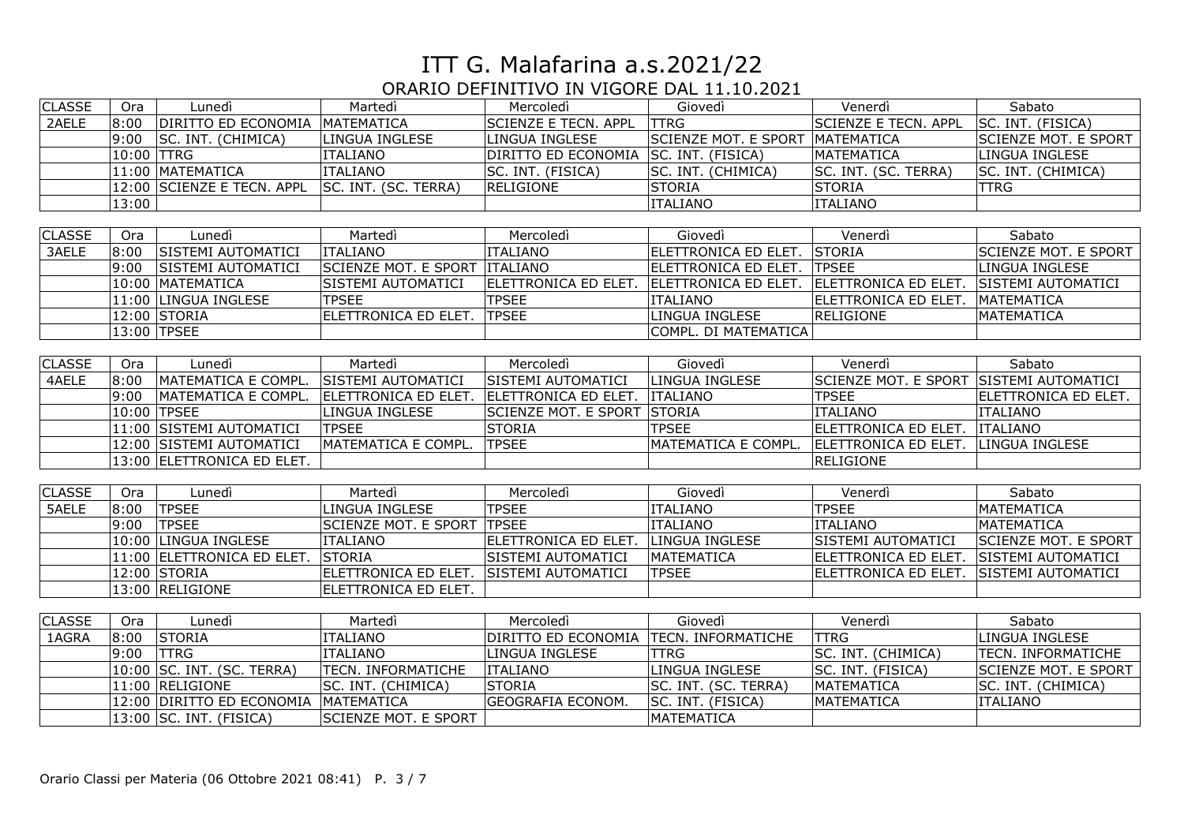# ITT G. Malafarina a.s.2021/22

## ORARIO DEFINITIVO IN VIGORE DAL 11.10.2021

| CLASSE | Ora | Lunedì | Martedì | Mercoledì | Giovedì | Venerdì | Sabato |
|---|---|---|---|---|---|---|---|
| 2AELE | 8:00 | DIRITTO ED ECONOMIA | MATEMATICA | SCIENZE E TECN. APPL | TTRG | SCIENZE E TECN. APPL | SC. INT. (FISICA) |
| | 9:00 | SC. INT. (CHIMICA) | LINGUA INGLESE | LINGUA INGLESE | SCIENZE MOT. E SPORT | MATEMATICA | SCIENZE MOT. E SPORT |
| | 10:00 | TTRG | ITALIANO | DIRITTO ED ECONOMIA | SC. INT. (FISICA) | MATEMATICA | LINGUA INGLESE |
| | 11:00 | MATEMATICA | ITALIANO | SC. INT. (FISICA) | SC. INT. (CHIMICA) | SC. INT. (SC. TERRA) | SC. INT. (CHIMICA) |
| | 12:00 | SCIENZE E TECN. APPL | SC. INT. (SC. TERRA) | RELIGIONE | STORIA | STORIA | TTRG |
| | 13:00 | | | | ITALIANO | ITALIANO | |

| CLASSE | Ora | Lunedì | Martedì | Mercoledì | Giovedì | Venerdì | Sabato |
|---|---|---|---|---|---|---|---|
| 3AELE | 8:00 | SISTEMI AUTOMATICI | ITALIANO | ITALIANO | ELETTRONICA ED ELET. | STORIA | SCIENZE MOT. E SPORT |
| | 9:00 | SISTEMI AUTOMATICI | SCIENZE MOT. E SPORT | ITALIANO | ELETTRONICA ED ELET. | TPSEE | LINGUA INGLESE |
| | 10:00 | MATEMATICA | SISTEMI AUTOMATICI | ELETTRONICA ED ELET. | ELETTRONICA ED ELET. | ELETTRONICA ED ELET. | SISTEMI AUTOMATICI |
| | 11:00 | LINGUA INGLESE | TPSEE | TPSEE | ITALIANO | ELETTRONICA ED ELET. | MATEMATICA |
| | 12:00 | STORIA | ELETTRONICA ED ELET. | TPSEE | LINGUA INGLESE | RELIGIONE | MATEMATICA |
| | 13:00 | TPSEE | | | COMPL. DI MATEMATICA | | |

| CLASSE | Ora | Lunedì | Martedì | Mercoledì | Giovedì | Venerdì | Sabato |
|---|---|---|---|---|---|---|---|
| 4AELE | 8:00 | MATEMATICA E COMPL. | SISTEMI AUTOMATICI | SISTEMI AUTOMATICI | LINGUA INGLESE | SCIENZE MOT. E SPORT | SISTEMI AUTOMATICI |
| | 9:00 | MATEMATICA E COMPL. | ELETTRONICA ED ELET. | ELETTRONICA ED ELET. | ITALIANO | TPSEE | ELETTRONICA ED ELET. |
| | 10:00 | TPSEE | LINGUA INGLESE | SCIENZE MOT. E SPORT | STORIA | ITALIANO | ITALIANO |
| | 11:00 | SISTEMI AUTOMATICI | TPSEE | STORIA | TPSEE | ELETTRONICA ED ELET. | ITALIANO |
| | 12:00 | SISTEMI AUTOMATICI | MATEMATICA E COMPL. | TPSEE | MATEMATICA E COMPL. | ELETTRONICA ED ELET. | LINGUA INGLESE |
| | 13:00 | ELETTRONICA ED ELET. | | | | RELIGIONE | |

| CLASSE | Ora | Lunedì | Martedì | Mercoledì | Giovedì | Venerdì | Sabato |
|---|---|---|---|---|---|---|---|
| 5AELE | 8:00 | TPSEE | LINGUA INGLESE | TPSEE | ITALIANO | TPSEE | MATEMATICA |
| | 9:00 | TPSEE | SCIENZE MOT. E SPORT | TPSEE | ITALIANO | ITALIANO | MATEMATICA |
| | 10:00 | LINGUA INGLESE | ITALIANO | ELETTRONICA ED ELET. | LINGUA INGLESE | SISTEMI AUTOMATICI | SCIENZE MOT. E SPORT |
| | 11:00 | ELETTRONICA ED ELET. | STORIA | LINGUA INGLESE | MATEMATICA | ELETTRONICA ED ELET. | SISTEMI AUTOMATICI |
| | 12:00 | STORIA | ELETTRONICA ED ELET. | SISTEMI AUTOMATICI | TPSEE | ELETTRONICA ED ELET. | SISTEMI AUTOMATICI |
| | 13:00 | RELIGIONE | ELETTRONICA ED ELET. | | | | |

| CLASSE | Ora | Lunedì | Martedì | Mercoledì | Giovedì | Venerdì | Sabato |
|---|---|---|---|---|---|---|---|
| 1AGRA | 8:00 | STORIA | ITALIANO | DIRITTO ED ECONOMIA | TECN. INFORMATICHE | TTRG | LINGUA INGLESE |
| | 9:00 | TTRG | ITALIANO | LINGUA INGLESE | TTRG | SC. INT. (CHIMICA) | TECN. INFORMATICHE |
| | 10:00 | SC. INT. (SC. TERRA) | TECN. INFORMATICHE | ITALIANO | LINGUA INGLESE | SC. INT. (FISICA) | SCIENZE MOT. E SPORT |
| | 11:00 | RELIGIONE | SC. INT. (CHIMICA) | STORIA | SC. INT. (SC. TERRA) | MATEMATICA | SC. INT. (CHIMICA) |
| | 12:00 | DIRITTO ED ECONOMIA | MATEMATICA | GEOGRAFIA ECONOM. | SC. INT. (FISICA) | MATEMATICA | ITALIANO |
| | 13:00 | SC. INT. (FISICA) | SCIENZE MOT. E SPORT | | MATEMATICA | | |

Orario Classi per Materia (06 Ottobre 2021 08:41)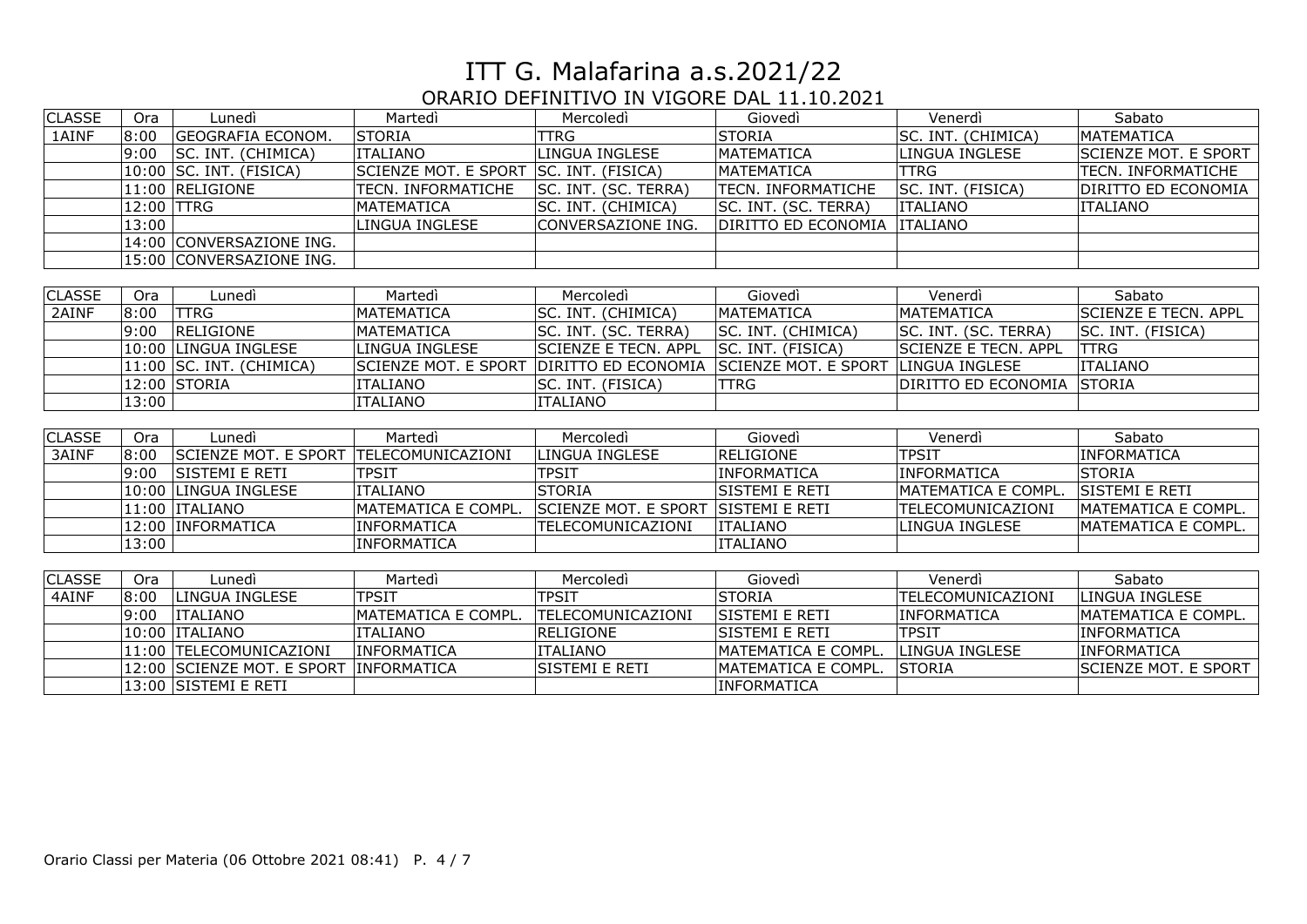# ITT G. Malafarina a.s.2021/22

## ORARIO DEFINITIVO IN VIGORE DAL 11.10.2021

| CLASSE | Ora | Lunedì | Martedì | Mercoledì | Giovedì | Venerdì | Sabato |
|---|---|---|---|---|---|---|---|
| 1AINF | 8:00 | GEOGRAFIA ECONOM. | STORIA | TTRG | STORIA | SC. INT. (CHIMICA) | MATEMATICA |
| | 9:00 | SC. INT. (CHIMICA) | ITALIANO | LINGUA INGLESE | MATEMATICA | LINGUA INGLESE | SCIENZE MOT. E SPORT |
| | 10:00 | SC. INT. (FISICA) | SCIENZE MOT. E SPORT | SC. INT. (FISICA) | MATEMATICA | TTRG | TECN. INFORMATICHE |
| | 11:00 | RELIGIONE | TECN. INFORMATICHE | SC. INT. (SC. TERRA) | TECN. INFORMATICHE | SC. INT. (FISICA) | DIRITTO ED ECONOMIA |
| | 12:00 | TTRG | MATEMATICA | SC. INT. (CHIMICA) | SC. INT. (SC. TERRA) | ITALIANO | ITALIANO |
| | 13:00 | | LINGUA INGLESE | CONVERSAZIONE ING. | DIRITTO ED ECONOMIA | ITALIANO | |
| | 14:00 | CONVERSAZIONE ING. | | | | | |
| | 15:00 | CONVERSAZIONE ING. | | | | | |

| CLASSE | Ora | Lunedì | Martedì | Mercoledì | Giovedì | Venerdì | Sabato |
|---|---|---|---|---|---|---|---|
| 2AINF | 8:00 | TTRG | MATEMATICA | SC. INT. (CHIMICA) | MATEMATICA | MATEMATICA | SCIENZE E TECN. APPL |
| | 9:00 | RELIGIONE | MATEMATICA | SC. INT. (SC. TERRA) | SC. INT. (CHIMICA) | SC. INT. (SC. TERRA) | SC. INT. (FISICA) |
| | 10:00 | LINGUA INGLESE | LINGUA INGLESE | SCIENZE E TECN. APPL | SC. INT. (FISICA) | SCIENZE E TECN. APPL | TTRG |
| | 11:00 | SC. INT. (CHIMICA) | SCIENZE MOT. E SPORT | DIRITTO ED ECONOMIA | SCIENZE MOT. E SPORT | LINGUA INGLESE | ITALIANO |
| | 12:00 | STORIA | ITALIANO | SC. INT. (FISICA) | TTRG | DIRITTO ED ECONOMIA | STORIA |
| | 13:00 | | ITALIANO | ITALIANO | | | |

| CLASSE | Ora | Lunedì | Martedì | Mercoledì | Giovedì | Venerdì | Sabato |
|---|---|---|---|---|---|---|---|
| 3AINF | 8:00 | SCIENZE MOT. E SPORT | TELECOMUNICAZIONI | LINGUA INGLESE | RELIGIONE | TPSIT | INFORMATICA |
| | 9:00 | SISTEMI E RETI | TPSIT | TPSIT | INFORMATICA | INFORMATICA | STORIA |
| | 10:00 | LINGUA INGLESE | ITALIANO | STORIA | SISTEMI E RETI | MATEMATICA E COMPL. | SISTEMI E RETI |
| | 11:00 | ITALIANO | MATEMATICA E COMPL. | SCIENZE MOT. E SPORT | SISTEMI E RETI | TELECOMUNICAZIONI | MATEMATICA E COMPL. |
| | 12:00 | INFORMATICA | INFORMATICA | TELECOMUNICAZIONI | ITALIANO | LINGUA INGLESE | MATEMATICA E COMPL. |
| | 13:00 | | INFORMATICA | | ITALIANO | | |

| CLASSE | Ora | Lunedì | Martedì | Mercoledì | Giovedì | Venerdì | Sabato |
|---|---|---|---|---|---|---|---|
| 4AINF | 8:00 | LINGUA INGLESE | TPSIT | TPSIT | STORIA | TELECOMUNICAZIONI | LINGUA INGLESE |
| | 9:00 | ITALIANO | MATEMATICA E COMPL. | TELECOMUNICAZIONI | SISTEMI E RETI | INFORMATICA | MATEMATICA E COMPL. |
| | 10:00 | ITALIANO | ITALIANO | RELIGIONE | SISTEMI E RETI | TPSIT | INFORMATICA |
| | 11:00 | TELECOMUNICAZIONI | INFORMATICA | ITALIANO | MATEMATICA E COMPL. | LINGUA INGLESE | INFORMATICA |
| | 12:00 | SCIENZE MOT. E SPORT | INFORMATICA | SISTEMI E RETI | MATEMATICA E COMPL. | STORIA | SCIENZE MOT. E SPORT |
| | 13:00 | SISTEMI E RETI | | | INFORMATICA | | |

Orario Classi per Materia (06 Ottobre 2021 08:41)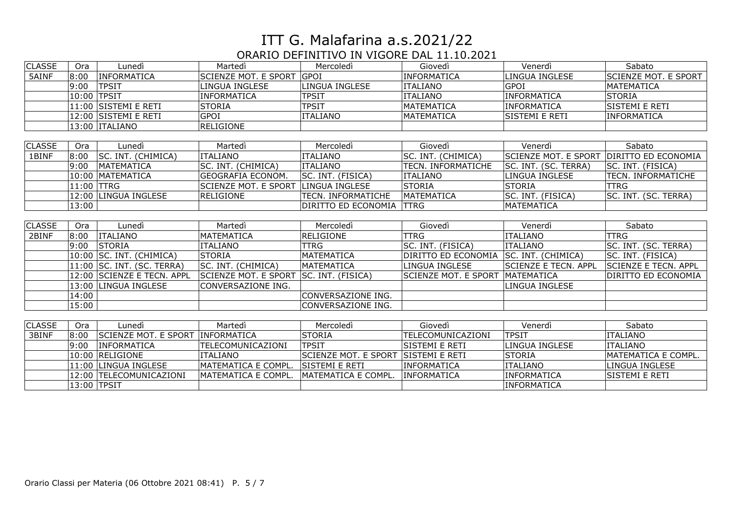# ITT G. Malafarina a.s.2021/22

## ORARIO DEFINITIVO IN VIGORE DAL 11.10.2021

| CLASSE | Ora | Lunedì | Martedì | Mercoledì | Giovedì | Venerdì | Sabato |
|---|---|---|---|---|---|---|---|
| 5AINF | 8:00 | INFORMATICA | SCIENZE MOT. E SPORT | GPOI | INFORMATICA | LINGUA INGLESE | SCIENZE MOT. E SPORT |
| | 9:00 | TPSIT | LINGUA INGLESE | LINGUA INGLESE | ITALIANO | GPOI | MATEMATICA |
| | 10:00 | TPSIT | INFORMATICA | TPSIT | ITALIANO | INFORMATICA | STORIA |
| | 11:00 | SISTEMI E RETI | STORIA | TPSIT | MATEMATICA | INFORMATICA | SISTEMI E RETI |
| | 12:00 | SISTEMI E RETI | GPOI | ITALIANO | MATEMATICA | SISTEMI E RETI | INFORMATICA |
| | 13:00 | ITALIANO | RELIGIONE | | | | |

| CLASSE | Ora | Lunedì | Martedì | Mercoledì | Giovedì | Venerdì | Sabato |
|---|---|---|---|---|---|---|---|
| 1BINF | 8:00 | SC. INT. (CHIMICA) | ITALIANO | ITALIANO | SC. INT. (CHIMICA) | SCIENZE MOT. E SPORT | DIRITTO ED ECONOMIA |
| | 9:00 | MATEMATICA | SC. INT. (CHIMICA) | ITALIANO | TECN. INFORMATICHE | SC. INT. (SC. TERRA) | SC. INT. (FISICA) |
| | 10:00 | MATEMATICA | GEOGRAFIA ECONOM. | SC. INT. (FISICA) | ITALIANO | LINGUA INGLESE | TECN. INFORMATICHE |
| | 11:00 | TTRG | SCIENZE MOT. E SPORT | LINGUA INGLESE | STORIA | STORIA | TTRG |
| | 12:00 | LINGUA INGLESE | RELIGIONE | TECN. INFORMATICHE | MATEMATICA | SC. INT. (FISICA) | SC. INT. (SC. TERRA) |
| | 13:00 | | | DIRITTO ED ECONOMIA | TTRG | MATEMATICA | |

| CLASSE | Ora | Lunedì | Martedì | Mercoledì | Giovedì | Venerdì | Sabato |
|---|---|---|---|---|---|---|---|
| 2BINF | 8:00 | ITALIANO | MATEMATICA | RELIGIONE | TTRG | ITALIANO | TTRG |
| | 9:00 | STORIA | ITALIANO | TTRG | SC. INT. (FISICA) | ITALIANO | SC. INT. (SC. TERRA) |
| | 10:00 | SC. INT. (CHIMICA) | STORIA | MATEMATICA | DIRITTO ED ECONOMIA | SC. INT. (CHIMICA) | SC. INT. (FISICA) |
| | 11:00 | SC. INT. (SC. TERRA) | SC. INT. (CHIMICA) | MATEMATICA | LINGUA INGLESE | SCIENZE E TECN. APPL | SCIENZE E TECN. APPL |
| | 12:00 | SCIENZE E TECN. APPL | SCIENZE MOT. E SPORT | SC. INT. (FISICA) | SCIENZE MOT. E SPORT | MATEMATICA | DIRITTO ED ECONOMIA |
| | 13:00 | LINGUA INGLESE | CONVERSAZIONE ING. | | | LINGUA INGLESE | |
| | 14:00 | | | CONVERSAZIONE ING. | | | |
| | 15:00 | | | CONVERSAZIONE ING. | | | |

| CLASSE | Ora | Lunedì | Martedì | Mercoledì | Giovedì | Venerdì | Sabato |
|---|---|---|---|---|---|---|---|
| 3BINF | 8:00 | SCIENZE MOT. E SPORT | INFORMATICA | STORIA | TELECOMUNICAZIONI | TPSIT | ITALIANO |
| | 9:00 | INFORMATICA | TELECOMUNICAZIONI | TPSIT | SISTEMI E RETI | LINGUA INGLESE | ITALIANO |
| | 10:00 | RELIGIONE | ITALIANO | SCIENZE MOT. E SPORT | SISTEMI E RETI | STORIA | MATEMATICA E COMPL. |
| | 11:00 | LINGUA INGLESE | MATEMATICA E COMPL. | SISTEMI E RETI | INFORMATICA | ITALIANO | LINGUA INGLESE |
| | 12:00 | TELECOMUNICAZIONI | MATEMATICA E COMPL. | MATEMATICA E COMPL. | INFORMATICA | INFORMATICA | SISTEMI E RETI |
| | 13:00 | TPSIT | | | | INFORMATICA | |

Orario Classi per Materia (06 Ottobre 2021 08:41)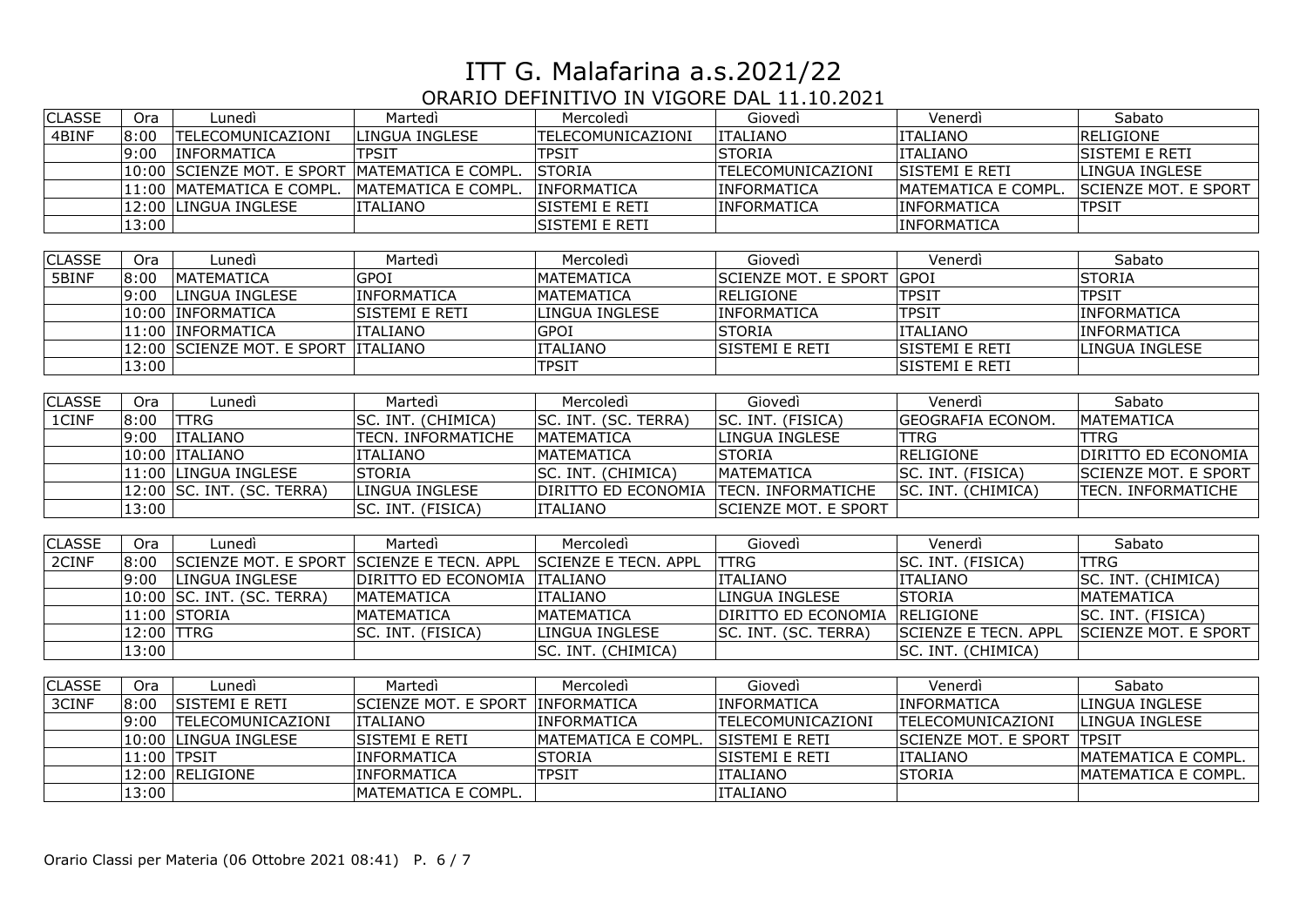# ITT G. Malafarina a.s.2021/22

## ORARIO DEFINITIVO IN VIGORE DAL 11.10.2021

| CLASSE | Ora | Lunedì | Martedì | Mercoledì | Giovedì | Venerdì | Sabato |
|---|---|---|---|---|---|---|---|
| 4BINF | 8:00 | TELECOMUNICAZIONI | LINGUA INGLESE | TELECOMUNICAZIONI | ITALIANO | ITALIANO | RELIGIONE |
| | 9:00 | INFORMATICA | TPSIT | TPSIT | STORIA | ITALIANO | SISTEMI E RETI |
| | 10:00 | SCIENZE MOT. E SPORT | MATEMATICA E COMPL. | STORIA | TELECOMUNICAZIONI | SISTEMI E RETI | LINGUA INGLESE |
| | 11:00 | MATEMATICA E COMPL. | MATEMATICA E COMPL. | INFORMATICA | INFORMATICA | MATEMATICA E COMPL. | SCIENZE MOT. E SPORT |
| | 12:00 | LINGUA INGLESE | ITALIANO | SISTEMI E RETI | INFORMATICA | INFORMATICA | TPSIT |
| | 13:00 | | | SISTEMI E RETI | | INFORMATICA | |

| CLASSE | Ora | Lunedì | Martedì | Mercoledì | Giovedì | Venerdì | Sabato |
|---|---|---|---|---|---|---|---|
| 5BINF | 8:00 | MATEMATICA | GPOI | MATEMATICA | SCIENZE MOT. E SPORT | GPOI | STORIA |
| | 9:00 | LINGUA INGLESE | INFORMATICA | MATEMATICA | RELIGIONE | TPSIT | TPSIT |
| | 10:00 | INFORMATICA | SISTEMI E RETI | LINGUA INGLESE | INFORMATICA | TPSIT | INFORMATICA |
| | 11:00 | INFORMATICA | ITALIANO | GPOI | STORIA | ITALIANO | INFORMATICA |
| | 12:00 | SCIENZE MOT. E SPORT | ITALIANO | ITALIANO | SISTEMI E RETI | SISTEMI E RETI | LINGUA INGLESE |
| | 13:00 | | | TPSIT | | SISTEMI E RETI | |

| CLASSE | Ora | Lunedì | Martedì | Mercoledì | Giovedì | Venerdì | Sabato |
|---|---|---|---|---|---|---|---|
| 1CINF | 8:00 | TTRG | SC. INT. (CHIMICA) | SC. INT. (SC. TERRA) | SC. INT. (FISICA) | GEOGRAFIA ECONOM. | MATEMATICA |
| | 9:00 | ITALIANO | TECN. INFORMATICHE | MATEMATICA | LINGUA INGLESE | TTRG | TTRG |
| | 10:00 | ITALIANO | ITALIANO | MATEMATICA | STORIA | RELIGIONE | DIRITTO ED ECONOMIA |
| | 11:00 | LINGUA INGLESE | STORIA | SC. INT. (CHIMICA) | MATEMATICA | SC. INT. (FISICA) | SCIENZE MOT. E SPORT |
| | 12:00 | SC. INT. (SC. TERRA) | LINGUA INGLESE | DIRITTO ED ECONOMIA | TECN. INFORMATICHE | SC. INT. (CHIMICA) | TECN. INFORMATICHE |
| | 13:00 | | SC. INT. (FISICA) | ITALIANO | SCIENZE MOT. E SPORT | | |

| CLASSE | Ora | Lunedì | Martedì | Mercoledì | Giovedì | Venerdì | Sabato |
|---|---|---|---|---|---|---|---|
| 2CINF | 8:00 | SCIENZE MOT. E SPORT | SCIENZE E TECN. APPL | SCIENZE E TECN. APPL | TTRG | SC. INT. (FISICA) | TTRG |
| | 9:00 | LINGUA INGLESE | DIRITTO ED ECONOMIA | ITALIANO | ITALIANO | ITALIANO | SC. INT. (CHIMICA) |
| | 10:00 | SC. INT. (SC. TERRA) | MATEMATICA | ITALIANO | LINGUA INGLESE | STORIA | MATEMATICA |
| | 11:00 | STORIA | MATEMATICA | MATEMATICA | DIRITTO ED ECONOMIA | RELIGIONE | SC. INT. (FISICA) |
| | 12:00 | TTRG | SC. INT. (FISICA) | LINGUA INGLESE | SC. INT. (SC. TERRA) | SCIENZE E TECN. APPL | SCIENZE MOT. E SPORT |
| | 13:00 | | | SC. INT. (CHIMICA) | | SC. INT. (CHIMICA) | |

| CLASSE | Ora | Lunedì | Martedì | Mercoledì | Giovedì | Venerdì | Sabato |
|---|---|---|---|---|---|---|---|
| 3CINF | 8:00 | SISTEMI E RETI | SCIENZE MOT. E SPORT | INFORMATICA | INFORMATICA | INFORMATICA | LINGUA INGLESE |
| | 9:00 | TELECOMUNICAZIONI | ITALIANO | INFORMATICA | TELECOMUNICAZIONI | TELECOMUNICAZIONI | LINGUA INGLESE |
| | 10:00 | LINGUA INGLESE | SISTEMI E RETI | MATEMATICA E COMPL. | SISTEMI E RETI | SCIENZE MOT. E SPORT | TPSIT |
| | 11:00 | TPSIT | INFORMATICA | STORIA | SISTEMI E RETI | ITALIANO | MATEMATICA E COMPL. |
| | 12:00 | RELIGIONE | INFORMATICA | TPSIT | ITALIANO | STORIA | MATEMATICA E COMPL. |
| | 13:00 | | MATEMATICA E COMPL. | | ITALIANO | | |

Orario Classi per Materia (06 Ottobre 2021 08:41)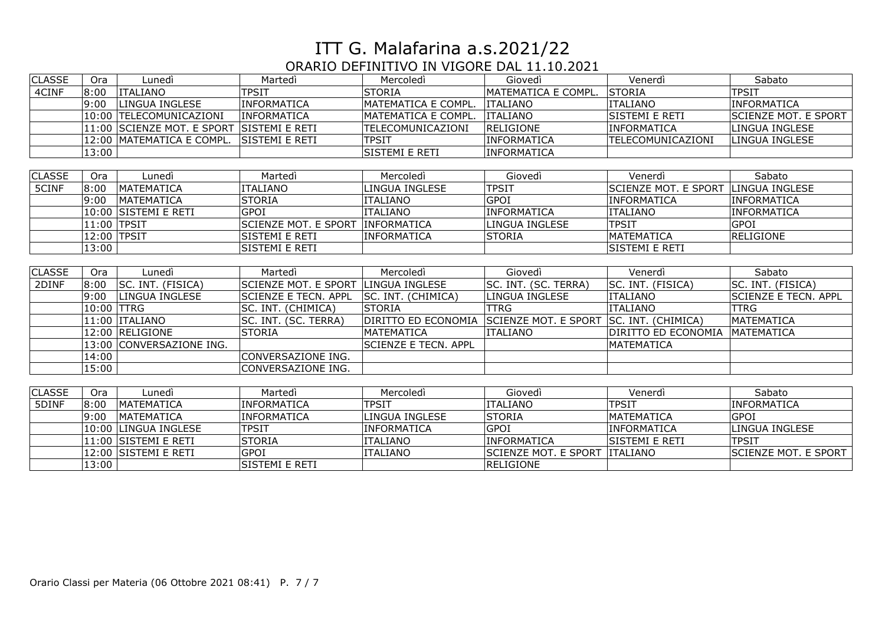# ITT G. Malafarina a.s.2021/22

## ORARIO DEFINITIVO IN VIGORE DAL 11.10.2021

| CLASSE | Ora | Lunedì | Martedì | Mercoledì | Giovedì | Venerdì | Sabato |
|---|---|---|---|---|---|---|---|
| 4CINF | 8:00 | ITALIANO | TPSIT | STORIA | MATEMATICA E COMPL. | STORIA | TPSIT |
| | 9:00 | LINGUA INGLESE | INFORMATICA | MATEMATICA E COMPL. | ITALIANO | ITALIANO | INFORMATICA |
| | 10:00 | TELECOMUNICAZIONI | INFORMATICA | MATEMATICA E COMPL. | ITALIANO | SISTEMI E RETI | SCIENZE MOT. E SPORT |
| | 11:00 | SCIENZE MOT. E SPORT | SISTEMI E RETI | TELECOMUNICAZIONI | RELIGIONE | INFORMATICA | LINGUA INGLESE |
| | 12:00 | MATEMATICA E COMPL. | SISTEMI E RETI | TPSIT | INFORMATICA | TELECOMUNICAZIONI | LINGUA INGLESE |
| | 13:00 | | | SISTEMI E RETI | INFORMATICA | | |

| CLASSE | Ora | Lunedì | Martedì | Mercoledì | Giovedì | Venerdì | Sabato |
|---|---|---|---|---|---|---|---|
| 5CINF | 8:00 | MATEMATICA | ITALIANO | LINGUA INGLESE | TPSIT | SCIENZE MOT. E SPORT | LINGUA INGLESE |
| | 9:00 | MATEMATICA | STORIA | ITALIANO | GPOI | INFORMATICA | INFORMATICA |
| | 10:00 | SISTEMI E RETI | GPOI | ITALIANO | INFORMATICA | ITALIANO | INFORMATICA |
| | 11:00 | TPSIT | SCIENZE MOT. E SPORT | INFORMATICA | LINGUA INGLESE | TPSIT | GPOI |
| | 12:00 | TPSIT | SISTEMI E RETI | INFORMATICA | STORIA | MATEMATICA | RELIGIONE |
| | 13:00 | | SISTEMI E RETI | | | SISTEMI E RETI | |

| CLASSE | Ora | Lunedì | Martedì | Mercoledì | Giovedì | Venerdì | Sabato |
|---|---|---|---|---|---|---|---|
| 2DINF | 8:00 | SC. INT. (FISICA) | SCIENZE MOT. E SPORT | LINGUA INGLESE | SC. INT. (SC. TERRA) | SC. INT. (FISICA) | SC. INT. (FISICA) |
| | 9:00 | LINGUA INGLESE | SCIENZE E TECN. APPL | SC. INT. (CHIMICA) | LINGUA INGLESE | ITALIANO | SCIENZE E TECN. APPL |
| | 10:00 | TTRG | SC. INT. (CHIMICA) | STORIA | TTRG | ITALIANO | TTRG |
| | 11:00 | ITALIANO | SC. INT. (SC. TERRA) | DIRITTO ED ECONOMIA | SCIENZE MOT. E SPORT | SC. INT. (CHIMICA) | MATEMATICA |
| | 12:00 | RELIGIONE | STORIA | MATEMATICA | ITALIANO | DIRITTO ED ECONOMIA | MATEMATICA |
| | 13:00 | CONVERSAZIONE ING. | | SCIENZE E TECN. APPL | | MATEMATICA | |
| | 14:00 | | CONVERSAZIONE ING. | | | | |
| | 15:00 | | CONVERSAZIONE ING. | | | | |

| CLASSE | Ora | Lunedì | Martedì | Mercoledì | Giovedì | Venerdì | Sabato |
|---|---|---|---|---|---|---|---|
| 5DINF | 8:00 | MATEMATICA | INFORMATICA | TPSIT | ITALIANO | TPSIT | INFORMATICA |
| | 9:00 | MATEMATICA | INFORMATICA | LINGUA INGLESE | STORIA | MATEMATICA | GPOI |
| | 10:00 | LINGUA INGLESE | TPSIT | INFORMATICA | GPOI | INFORMATICA | LINGUA INGLESE |
| | 11:00 | SISTEMI E RETI | STORIA | ITALIANO | INFORMATICA | SISTEMI E RETI | TPSIT |
| | 12:00 | SISTEMI E RETI | GPOI | ITALIANO | SCIENZE MOT. E SPORT | ITALIANO | SCIENZE MOT. E SPORT |
| | 13:00 | | SISTEMI E RETI | | RELIGIONE | | |